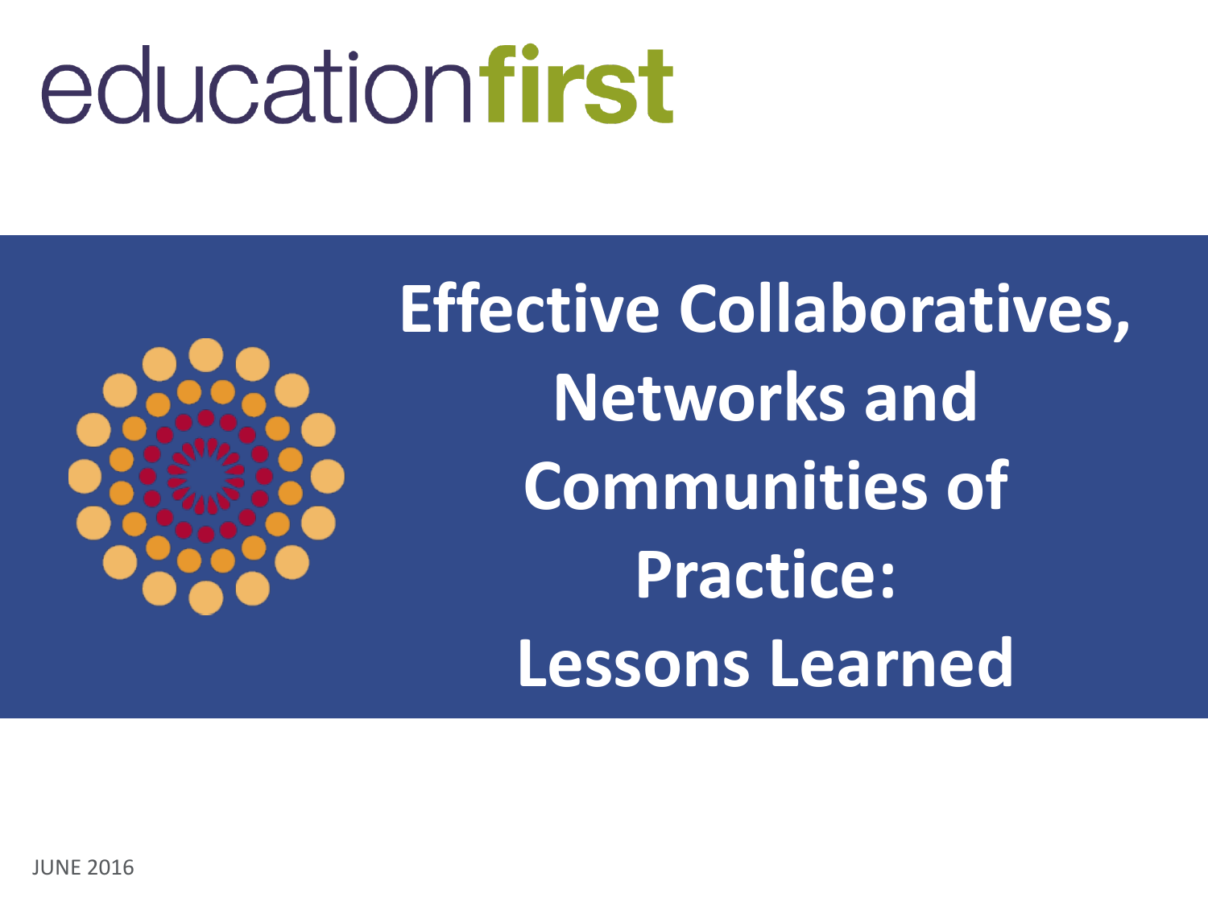educationfirst

# Effective Collaboratives, Networks and Communities of Practice: Lessons Learned

JUNE 2016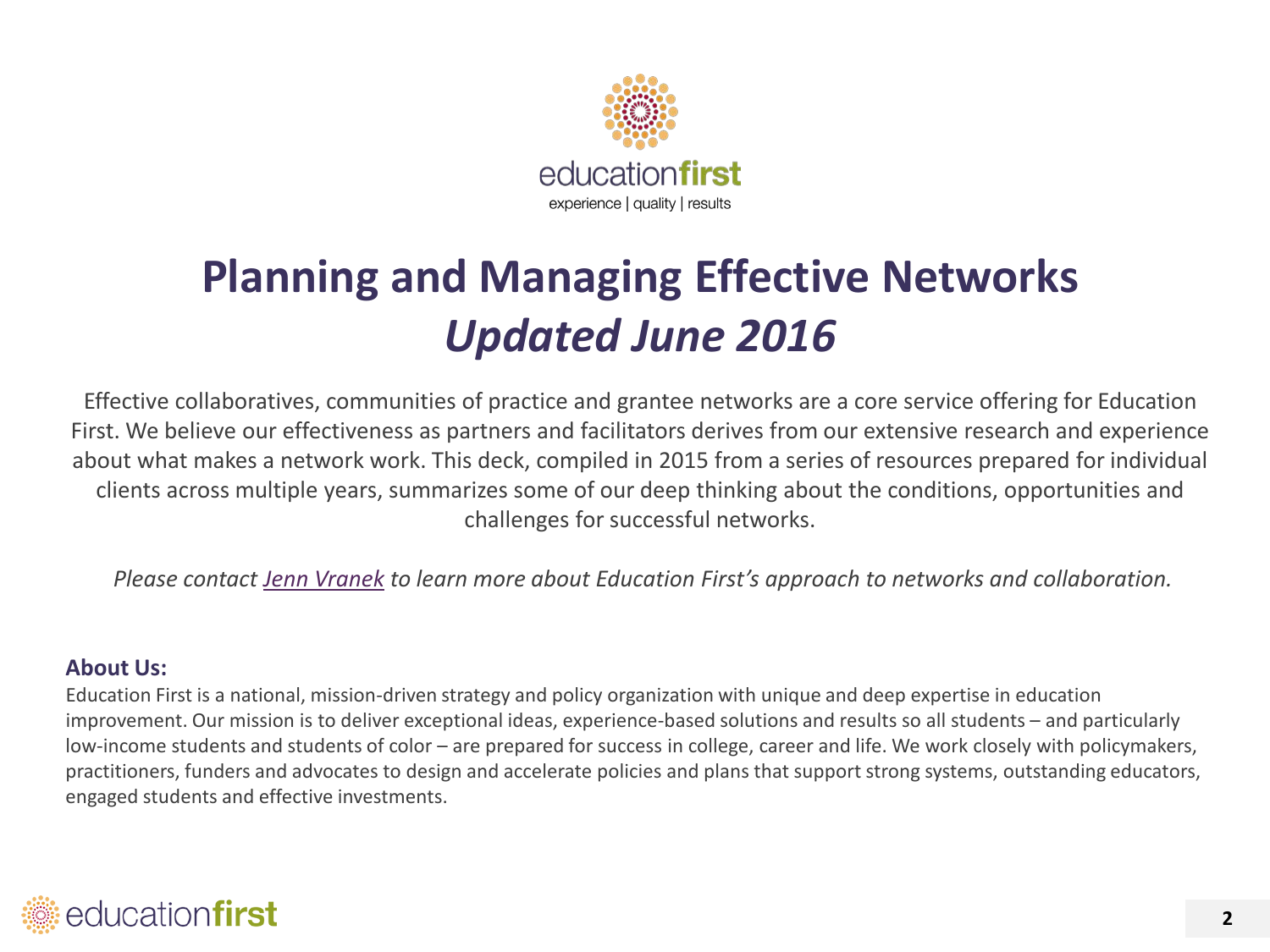# Planning and Managing Effective Networks *Updated June 2016*

Effective collaboratives, communities of practice and grantee networks are a core service offering for Education First. We believe our effectiveness as partners and facilitators derives from our extensive research and experience about what makes a network work. This deck, compiled in 2015 from a series of resources prepared for individual clients across multiple years, summarizes some of our deep thinking about the conditions, opportunities and challenges for successful networks.

*Please contact Jenn Vranek to learn more about Education First's approach to networks and collaboration.*

**About Us:**

Education First is a national, mission-driven strategy and policy organization with unique and deep expertise in education improvement. Our mission is to deliver exceptional ideas, experience-based solutions and results so all students – and particularly low-income students and students of color – are prepared for success in college, career and life. We work closely with policymakers, practitioners, funders and advocates to design and accelerate policies and plans that support strong systems, outstanding educators, engaged students and effective investments.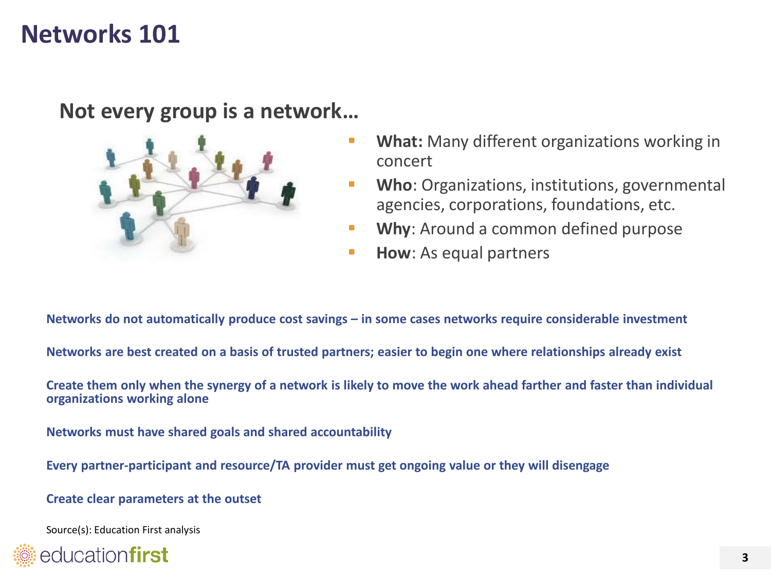# Networks 101

## Not every group is a network…

- **What:** Many different organizations working in concert
- **Who**: Organizations, institutions, governmental agencies, corporations, foundations, etc.
- **Why**: Around a common defined purpose
- **How**: As equal partners

**Networks do not automatically produce cost savings – in some cases networks require considerable investment**

**Networks are best created on a basis of trusted partners; easier to begin one where relationships already exist**

**Create them only when the synergy of a network is likely to move the work ahead farther and faster than individual organizations working alone**

**Networks must have shared goals and shared accountability**

**Every partner-participant and resource/TA provider must get ongoing value or they will disengage**

**Create clear parameters at the outset**

Source(s): Education First analysis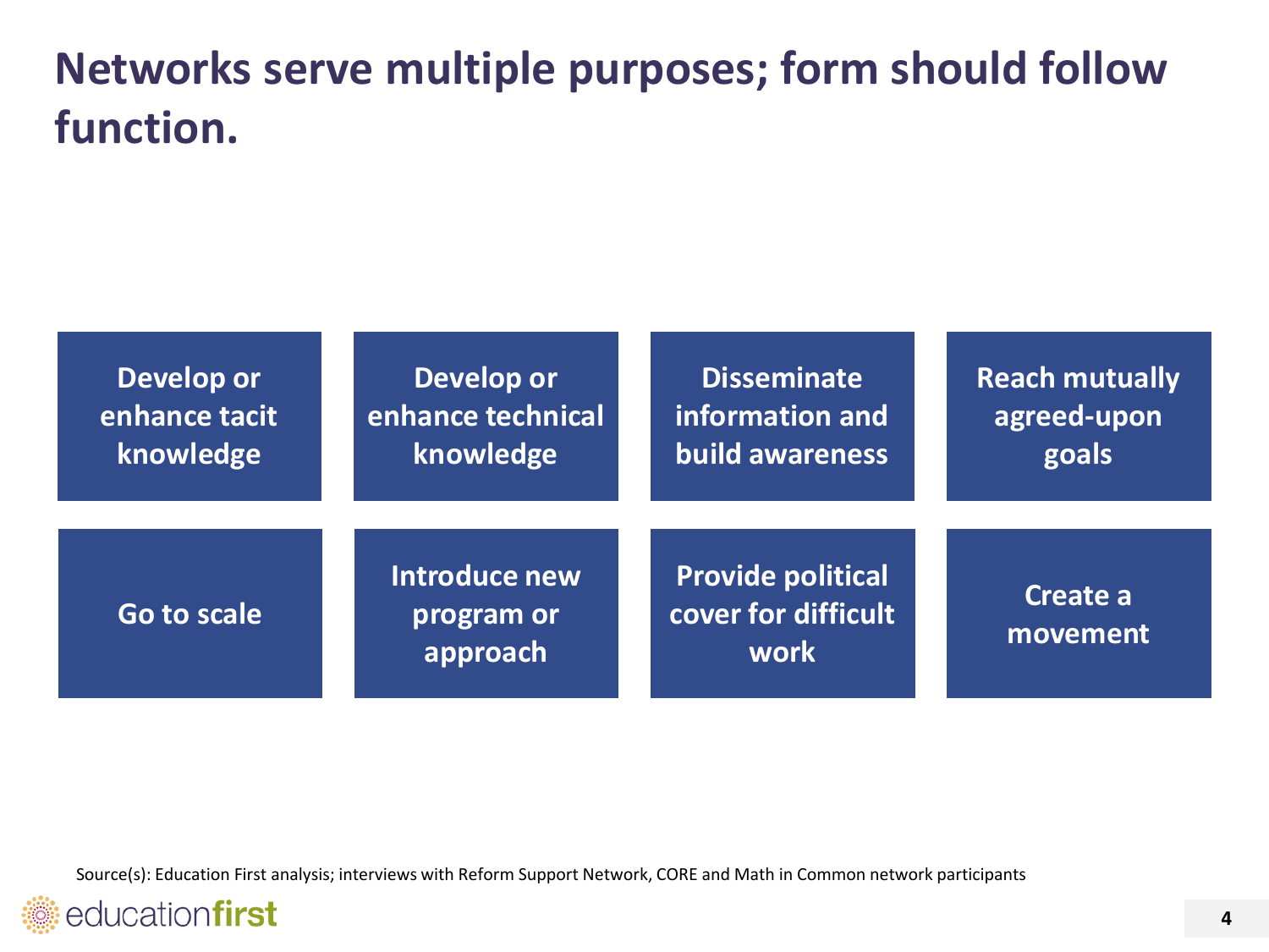# Networks serve multiple purposes; form should follow function.

- **Develop or enhance tacit knowledge**
- **Develop or enhance technical knowledge**
- **Disseminate information and build awareness**
- **Reach mutually agreed-upon goals**
- **Go to scale**
- **Introduce new program or approach**
- **Provide political cover for difficult work**
- **Create a movement**

Source(s): Education First analysis; interviews with Reform Support Network, CORE and Math in Common network participants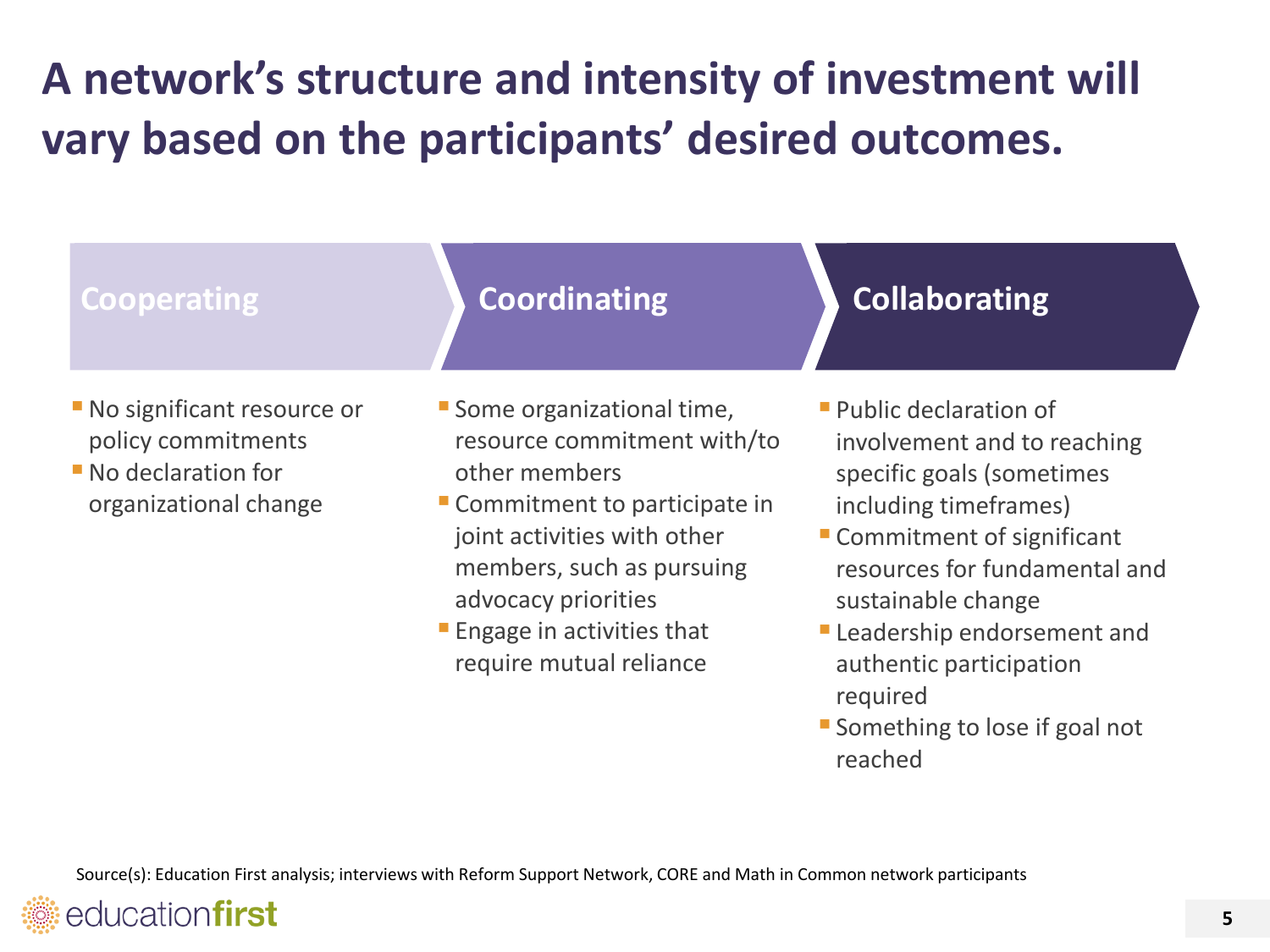# A network's structure and intensity of investment will vary based on the participants' desired outcomes.

### Cooperating

- No significant resource or policy commitments
- No declaration for organizational change

### Coordinating

- Some organizational time, resource commitment with/to other members
- Commitment to participate in joint activities with other members, such as pursuing advocacy priorities
- Engage in activities that require mutual reliance

### Collaborating

- Public declaration of involvement and to reaching specific goals (sometimes including timeframes)
- Commitment of significant resources for fundamental and sustainable change
- Leadership endorsement and authentic participation required
- Something to lose if goal not reached

Source(s): Education First analysis; interviews with Reform Support Network, CORE and Math in Common network participants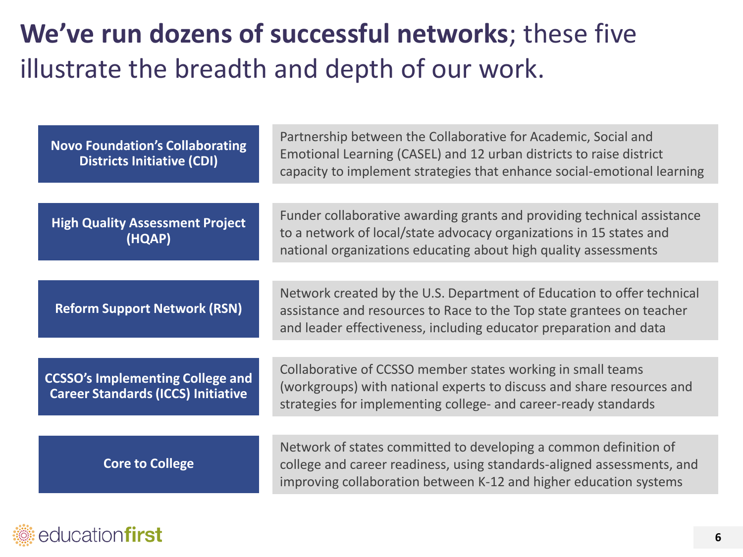# **We've run dozens of successful networks**; these five illustrate the breadth and depth of our work.

| Network | Description |
| --- | --- |
| **Novo Foundation's Collaborating Districts Initiative (CDI)** | Partnership between the Collaborative for Academic, Social and Emotional Learning (CASEL) and 12 urban districts to raise district capacity to implement strategies that enhance social-emotional learning |
| **High Quality Assessment Project (HQAP)** | Funder collaborative awarding grants and providing technical assistance to a network of local/state advocacy organizations in 15 states and national organizations educating about high quality assessments |
| **Reform Support Network (RSN)** | Network created by the U.S. Department of Education to offer technical assistance and resources to Race to the Top state grantees on teacher and leader effectiveness, including educator preparation and data |
| **CCSSO's Implementing College and Career Standards (ICCS) Initiative** | Collaborative of CCSSO member states working in small teams (workgroups) with national experts to discuss and share resources and strategies for implementing college- and career-ready standards |
| **Core to College** | Network of states committed to developing a common definition of college and career readiness, using standards-aligned assessments, and improving collaboration between K-12 and higher education systems |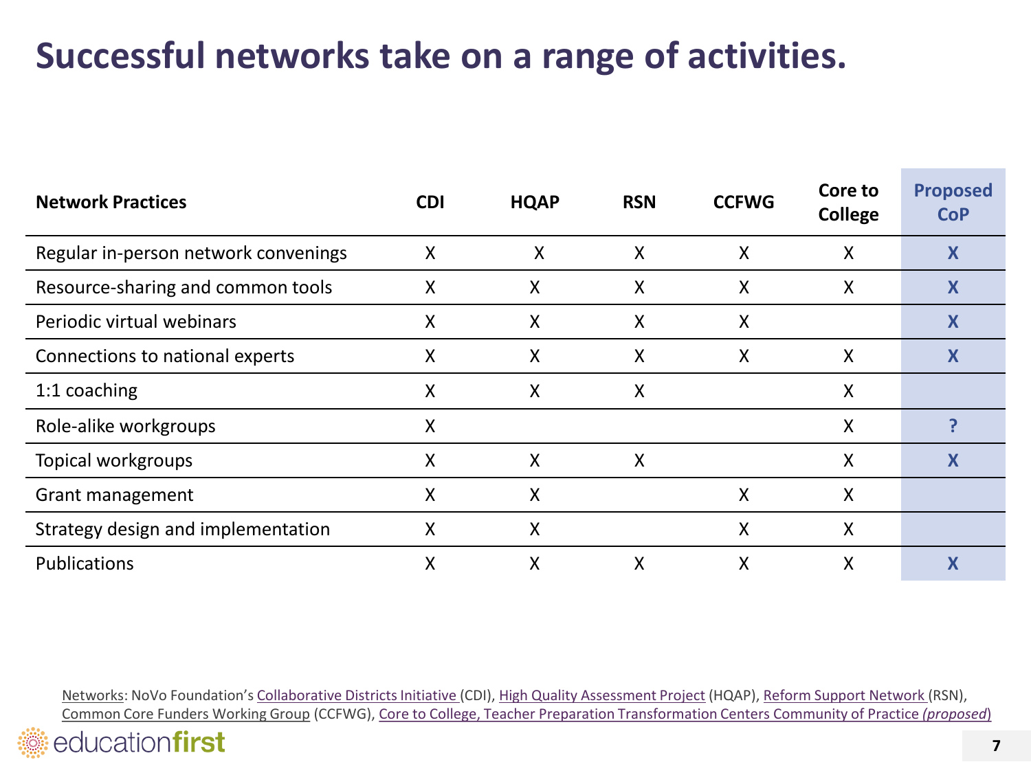# Successful networks take on a range of activities.

| Network Practices | CDI | HQAP | RSN | CCFWG | Core to College | Proposed CoP |
|---|---|---|---|---|---|---|
| Regular in-person network convenings | X | X | X | X | X | **X** |
| Resource-sharing and common tools | X | X | X | X | X | **X** |
| Periodic virtual webinars | X | X | X | X | | **X** |
| Connections to national experts | X | X | X | X | X | **X** |
| 1:1 coaching | X | X | X | | X | |
| Role-alike workgroups | X | | | | X | **?** |
| Topical workgroups | X | X | X | | X | **X** |
| Grant management | X | X | | X | X | |
| Strategy design and implementation | X | X | | X | X | |
| Publications | X | X | X | X | X | **X** |

Networks: NoVo Foundation's Collaborative Districts Initiative (CDI), High Quality Assessment Project (HQAP), Reform Support Network (RSN), Common Core Funders Working Group (CCFWG), Core to College, Teacher Preparation Transformation Centers Community of Practice *(proposed)*

educationfirst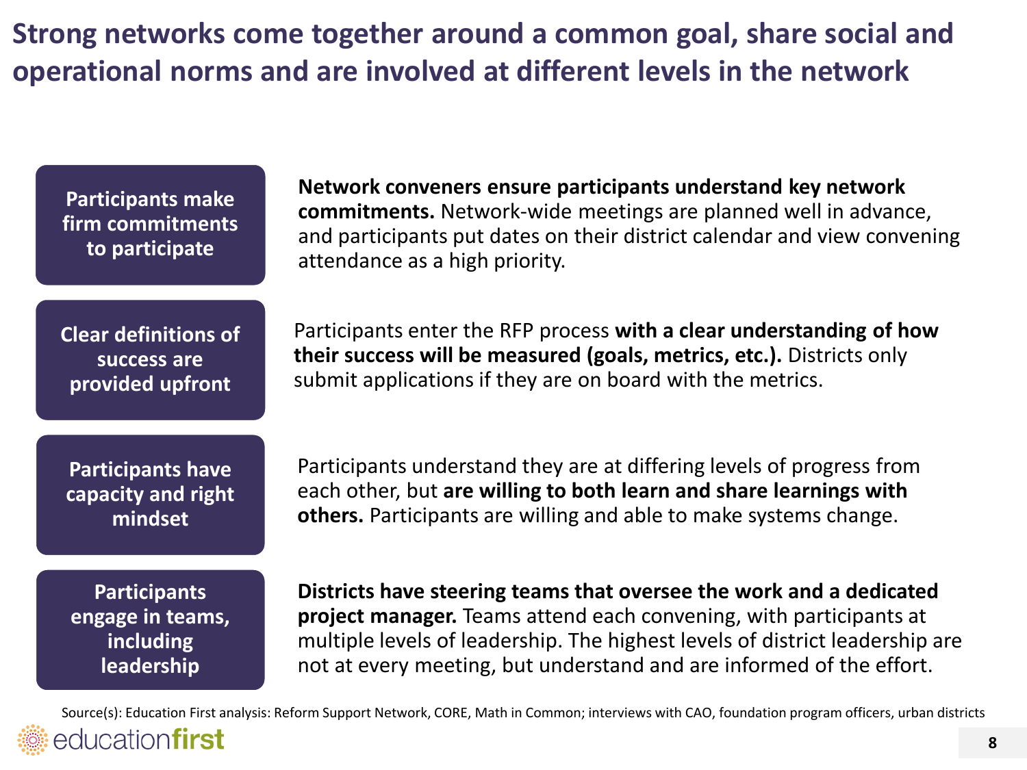# Strong networks come together around a common goal, share social and operational norms and are involved at different levels in the network

| | |
|---|---|
| **Participants make firm commitments to participate** | **Network conveners ensure participants understand key network commitments.** Network-wide meetings are planned well in advance, and participants put dates on their district calendar and view convening attendance as a high priority. |
| **Clear definitions of success are provided upfront** | Participants enter the RFP process **with a clear understanding of how their success will be measured (goals, metrics, etc.).** Districts only submit applications if they are on board with the metrics. |
| **Participants have capacity and right mindset** | Participants understand they are at differing levels of progress from each other, but **are willing to both learn and share learnings with others.** Participants are willing and able to make systems change. |
| **Participants engage in teams, including leadership** | **Districts have steering teams that oversee the work and a dedicated project manager.** Teams attend each convening, with participants at multiple levels of leadership. The highest levels of district leadership are not at every meeting, but understand and are informed of the effort. |

Source(s): Education First analysis: Reform Support Network, CORE, Math in Common; interviews with CAO, foundation program officers, urban districts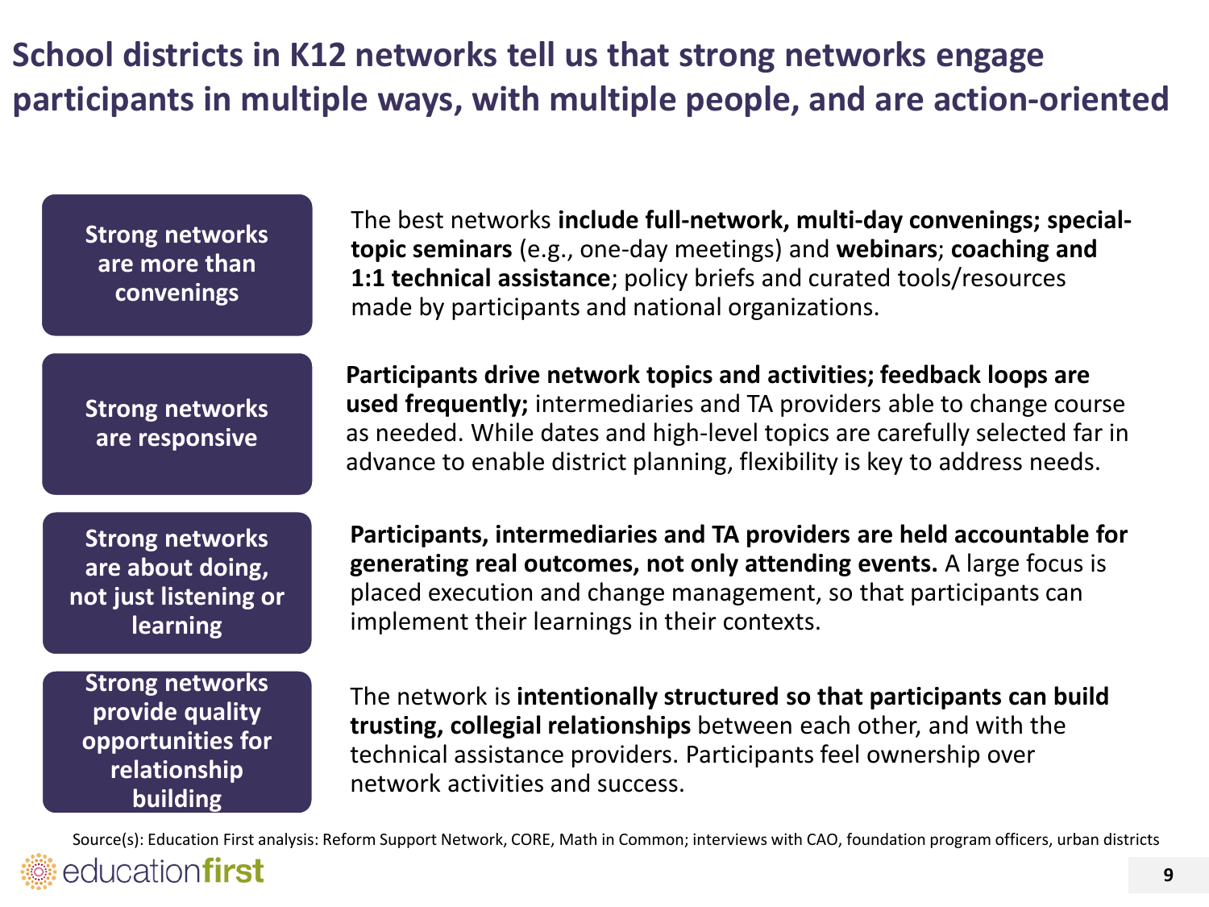# School districts in K12 networks tell us that strong networks engage participants in multiple ways, with multiple people, and are action-oriented

| | |
|---|---|
| **Strong networks are more than convenings** | The best networks **include full-network, multi-day convenings; special-topic seminars** (e.g., one-day meetings) and **webinars**; **coaching and 1:1 technical assistance**; policy briefs and curated tools/resources made by participants and national organizations. |
| **Strong networks are responsive** | **Participants drive network topics and activities; feedback loops are used frequently;** intermediaries and TA providers able to change course as needed. While dates and high-level topics are carefully selected far in advance to enable district planning, flexibility is key to address needs. |
| **Strong networks are about doing, not just listening or learning** | **Participants, intermediaries and TA providers are held accountable for generating real outcomes, not only attending events.** A large focus is placed execution and change management, so that participants can implement their learnings in their contexts. |
| **Strong networks provide quality opportunities for relationship building** | The network is **intentionally structured so that participants can build trusting, collegial relationships** between each other, and with the technical assistance providers. Participants feel ownership over network activities and success. |

Source(s): Education First analysis: Reform Support Network, CORE, Math in Common; interviews with CAO, foundation program officers, urban districts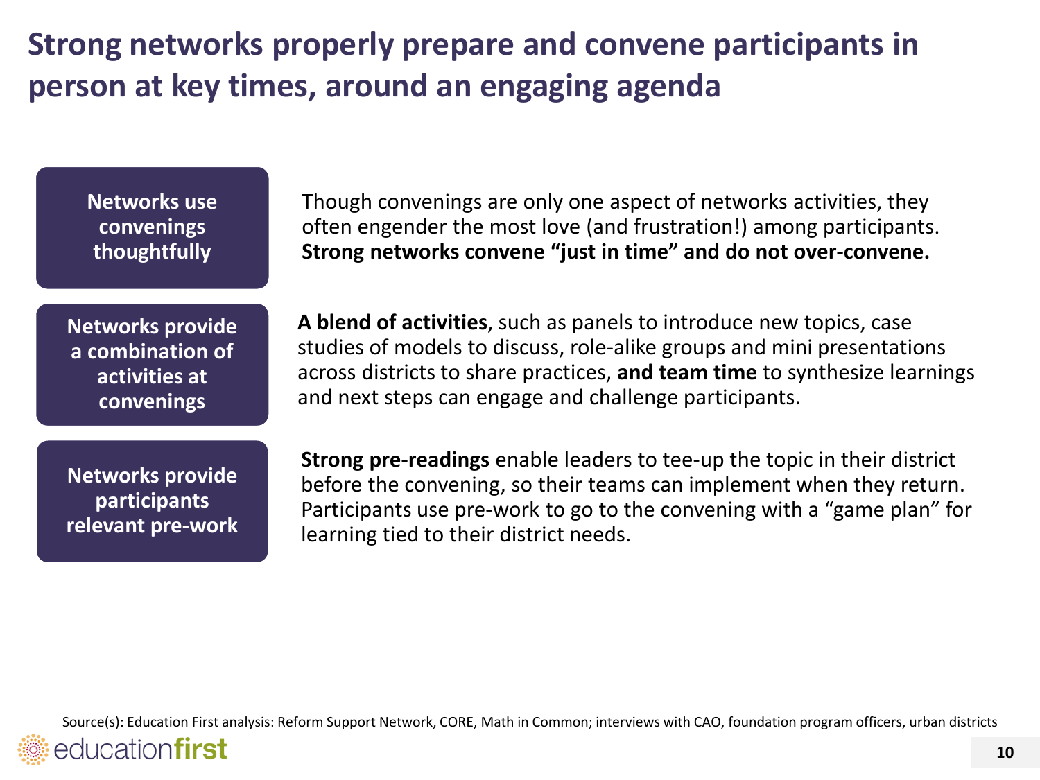# Strong networks properly prepare and convene participants in person at key times, around an engaging agenda

| | |
|---|---|
| **Networks use convenings thoughtfully** | Though convenings are only one aspect of networks activities, they often engender the most love (and frustration!) among participants. **Strong networks convene "just in time" and do not over-convene.** |
| **Networks provide a combination of activities at convenings** | **A blend of activities**, such as panels to introduce new topics, case studies of models to discuss, role-alike groups and mini presentations across districts to share practices, **and team time** to synthesize learnings and next steps can engage and challenge participants. |
| **Networks provide participants relevant pre-work** | **Strong pre-readings** enable leaders to tee-up the topic in their district before the convening, so their teams can implement when they return. Participants use pre-work to go to the convening with a "game plan" for learning tied to their district needs. |

Source(s): Education First analysis: Reform Support Network, CORE, Math in Common; interviews with CAO, foundation program officers, urban districts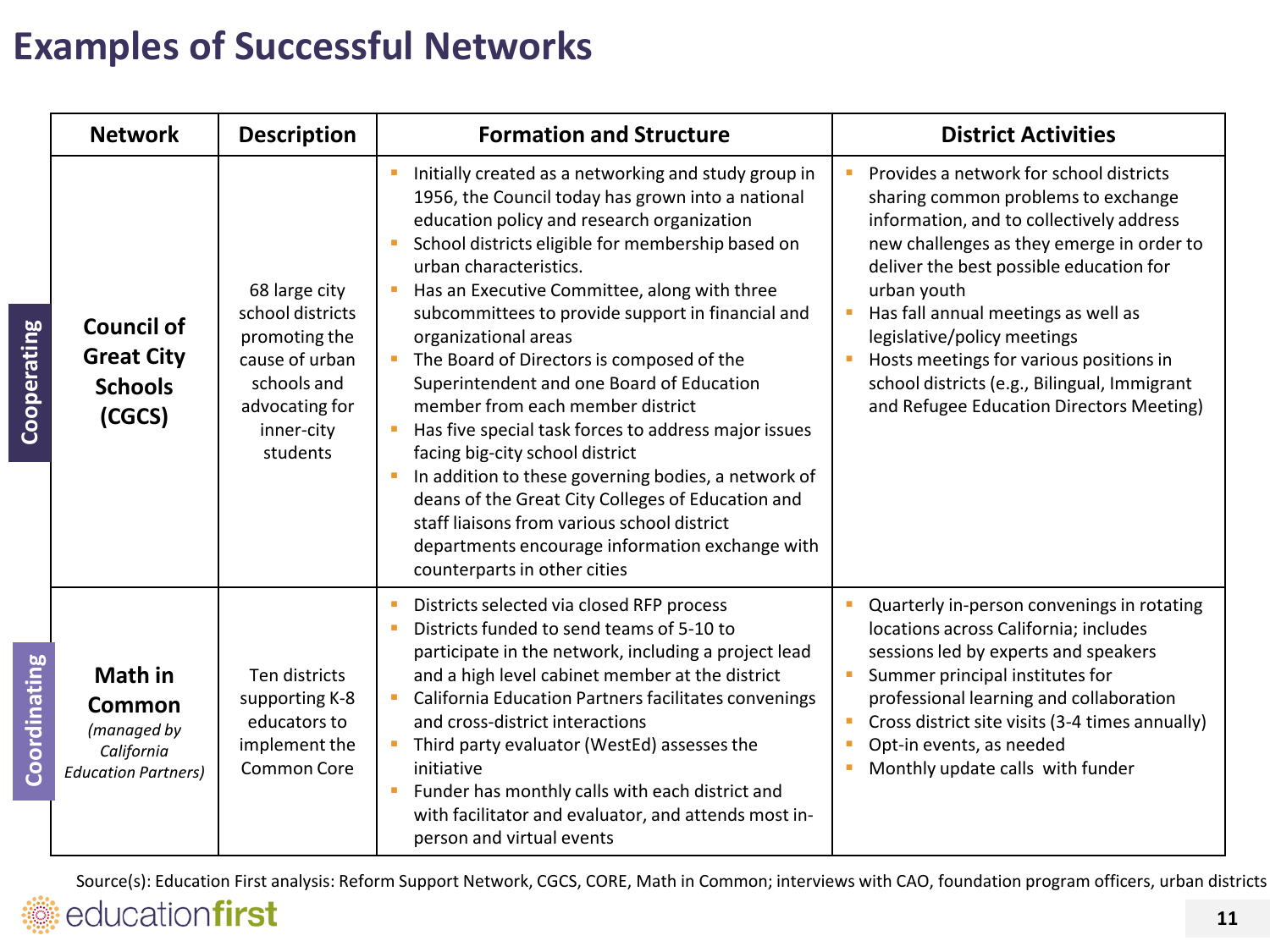# Examples of Successful Networks

| | Network | Description | Formation and Structure | District Activities |
|---|---|---|---|---|
| Cooperating | **Council of Great City Schools (CGCS)** | 68 large city school districts promoting the cause of urban schools and advocating for inner-city students | ▪ Initially created as a networking and study group in 1956, the Council today has grown into a national education policy and research organization<br>▪ School districts eligible for membership based on urban characteristics.<br>▪ Has an Executive Committee, along with three subcommittees to provide support in financial and organizational areas<br>▪ The Board of Directors is composed of the Superintendent and one Board of Education member from each member district<br>▪ Has five special task forces to address major issues facing big-city school district<br>▪ In addition to these governing bodies, a network of deans of the Great City Colleges of Education and staff liaisons from various school district departments encourage information exchange with counterparts in other cities | ▪ Provides a network for school districts sharing common problems to exchange information, and to collectively address new challenges as they emerge in order to deliver the best possible education for urban youth<br>▪ Has fall annual meetings as well as legislative/policy meetings<br>▪ Hosts meetings for various positions in school districts (e.g., Bilingual, Immigrant and Refugee Education Directors Meeting) |
| Coordinating | **Math in Common** *(managed by California Education Partners)* | Ten districts supporting K-8 educators to implement the Common Core | ▪ Districts selected via closed RFP process<br>▪ Districts funded to send teams of 5-10 to participate in the network, including a project lead and a high level cabinet member at the district<br>▪ California Education Partners facilitates convenings and cross-district interactions<br>▪ Third party evaluator (WestEd) assesses the initiative<br>▪ Funder has monthly calls with each district and with facilitator and evaluator, and attends most in-person and virtual events | ▪ Quarterly in-person convenings in rotating locations across California; includes sessions led by experts and speakers<br>▪ Summer principal institutes for professional learning and collaboration<br>▪ Cross district site visits (3-4 times annually)<br>▪ Opt-in events, as needed<br>▪ Monthly update calls with funder |

Source(s): Education First analysis: Reform Support Network, CGCS, CORE, Math in Common; interviews with CAO, foundation program officers, urban districts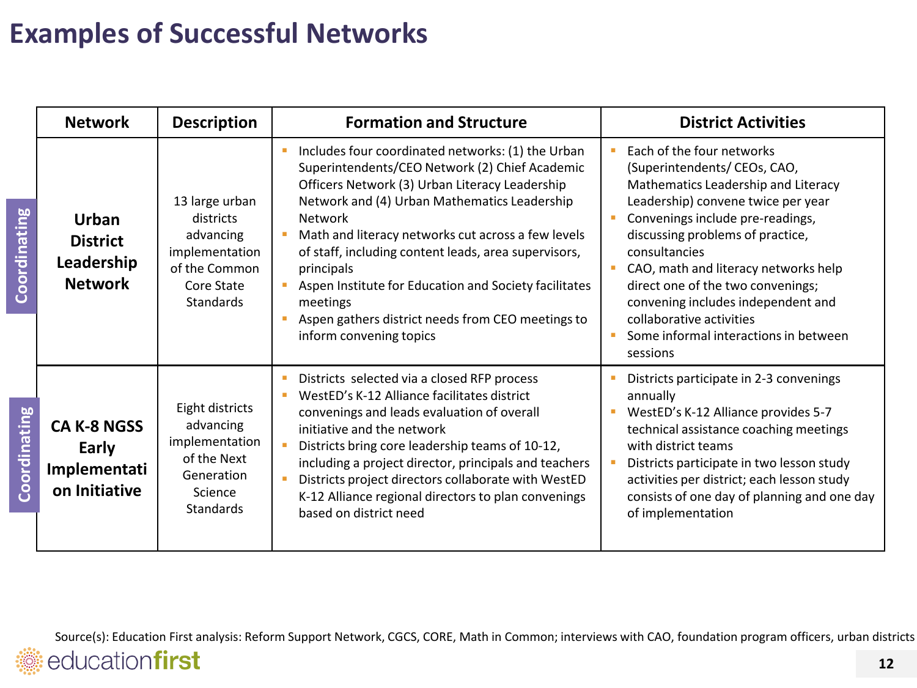# Examples of Successful Networks

| | Network | Description | Formation and Structure | District Activities |
|---|---|---|---|---|
| Coordinating | **Urban District Leadership Network** | 13 large urban districts advancing implementation of the Common Core State Standards | • Includes four coordinated networks: (1) the Urban Superintendents/CEO Network (2) Chief Academic Officers Network (3) Urban Literacy Leadership Network and (4) Urban Mathematics Leadership Network<br>• Math and literacy networks cut across a few levels of staff, including content leads, area supervisors, principals<br>• Aspen Institute for Education and Society facilitates meetings<br>• Aspen gathers district needs from CEO meetings to inform convening topics | • Each of the four networks (Superintendents/ CEOs, CAO, Mathematics Leadership and Literacy Leadership) convene twice per year<br>• Convenings include pre-readings, discussing problems of practice, consultancies<br>• CAO, math and literacy networks help direct one of the two convenings; convening includes independent and collaborative activities<br>• Some informal interactions in between sessions |
| Coordinating | **CA K-8 NGSS Early Implementation Initiative** | Eight districts advancing implementation of the Next Generation Science Standards | • Districts selected via a closed RFP process<br>• WestED's K-12 Alliance facilitates district convenings and leads evaluation of overall initiative and the network<br>• Districts bring core leadership teams of 10-12, including a project director, principals and teachers<br>• Districts project directors collaborate with WestED K-12 Alliance regional directors to plan convenings based on district need | • Districts participate in 2-3 convenings annually<br>• WestED's K-12 Alliance provides 5-7 technical assistance coaching meetings with district teams<br>• Districts participate in two lesson study activities per district; each lesson study consists of one day of planning and one day of implementation |

Source(s): Education First analysis: Reform Support Network, CGCS, CORE, Math in Common; interviews with CAO, foundation program officers, urban districts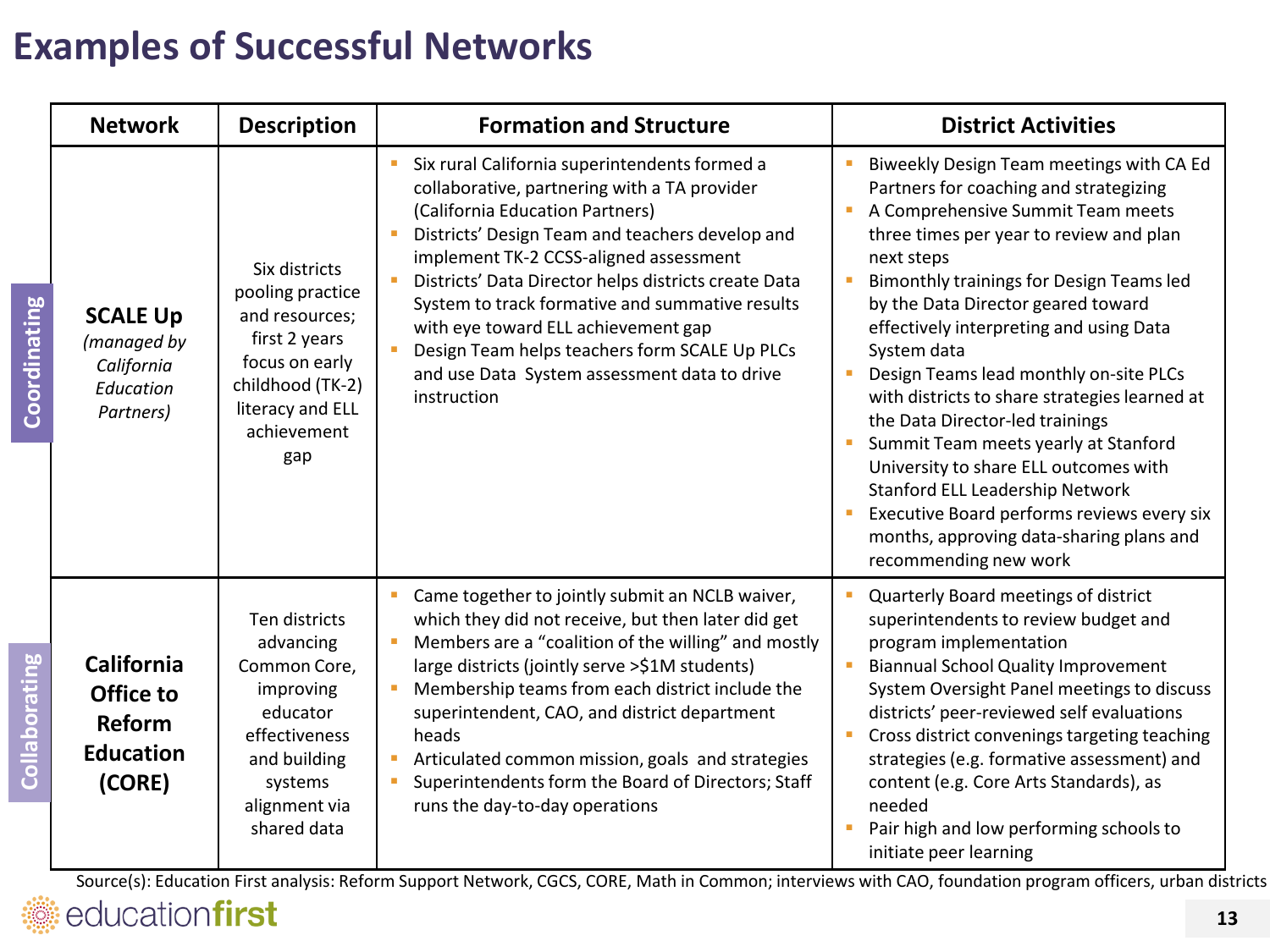# Examples of Successful Networks

| | Network | Description | Formation and Structure | District Activities |
|---|---|---|---|---|
| Coordinating | **SCALE Up** *(managed by California Education Partners)* | Six districts pooling practice and resources; first 2 years focus on early childhood (TK-2) literacy and ELL achievement gap | ▪ Six rural California superintendents formed a collaborative, partnering with a TA provider (California Education Partners)<br>▪ Districts' Design Team and teachers develop and implement TK-2 CCSS-aligned assessment<br>▪ Districts' Data Director helps districts create Data System to track formative and summative results with eye toward ELL achievement gap<br>▪ Design Team helps teachers form SCALE Up PLCs and use Data System assessment data to drive instruction | ▪ Biweekly Design Team meetings with CA Ed Partners for coaching and strategizing<br>▪ A Comprehensive Summit Team meets three times per year to review and plan next steps<br>▪ Bimonthly trainings for Design Teams led by the Data Director geared toward effectively interpreting and using Data System data<br>▪ Design Teams lead monthly on-site PLCs with districts to share strategies learned at the Data Director-led trainings<br>▪ Summit Team meets yearly at Stanford University to share ELL outcomes with Stanford ELL Leadership Network<br>▪ Executive Board performs reviews every six months, approving data-sharing plans and recommending new work |
| Collaborating | **California Office to Reform Education (CORE)** | Ten districts advancing Common Core, improving educator effectiveness and building systems alignment via shared data | ▪ Came together to jointly submit an NCLB waiver, which they did not receive, but then later did get<br>▪ Members are a "coalition of the willing" and mostly large districts (jointly serve >$1M students)<br>▪ Membership teams from each district include the superintendent, CAO, and district department heads<br>▪ Articulated common mission, goals and strategies<br>▪ Superintendents form the Board of Directors; Staff runs the day-to-day operations | ▪ Quarterly Board meetings of district superintendents to review budget and program implementation<br>▪ Biannual School Quality Improvement System Oversight Panel meetings to discuss districts' peer-reviewed self evaluations<br>▪ Cross district convenings targeting teaching strategies (e.g. formative assessment) and content (e.g. Core Arts Standards), as needed<br>▪ Pair high and low performing schools to initiate peer learning |

Source(s): Education First analysis: Reform Support Network, CGCS, CORE, Math in Common; interviews with CAO, foundation program officers, urban districts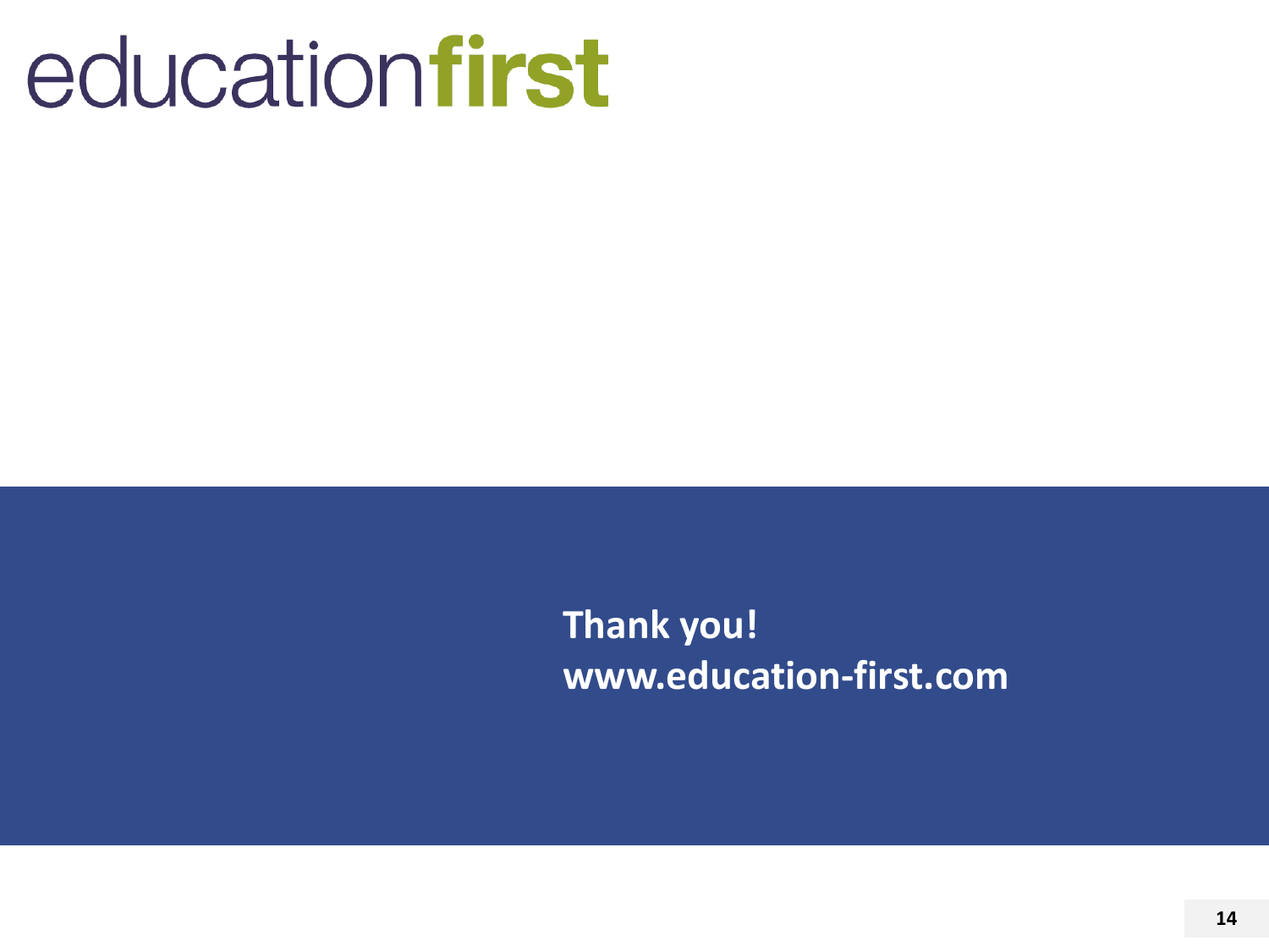educationfirst

**Thank you!**
**www.education-first.com**